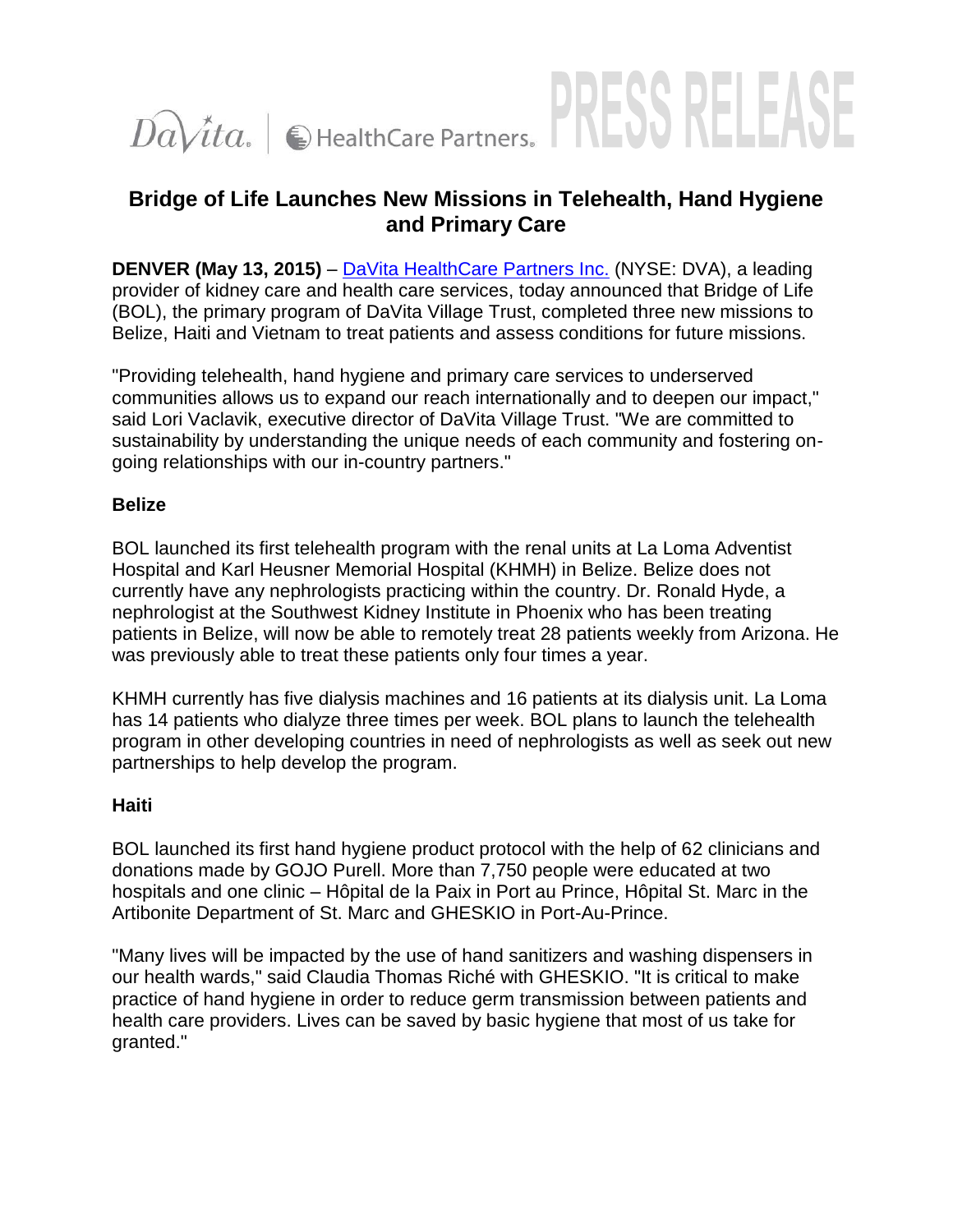DaVita. | HealthCare Partners. PRESS RELEASE

# Bridge of Life Launches New Missions in Telehealth, Hand Hygiene and Primary Care

**DENVER (May 13, 2015)** – DaVita HealthCare Partners Inc. (NYSE: DVA), a leading provider of kidney care and health care services, today announced that Bridge of Life (BOL), the primary program of DaVita Village Trust, completed three new missions to Belize, Haiti and Vietnam to treat patients and assess conditions for future missions.

"Providing telehealth, hand hygiene and primary care services to underserved communities allows us to expand our reach internationally and to deepen our impact," said Lori Vaclavik, executive director of DaVita Village Trust. "We are committed to sustainability by understanding the unique needs of each community and fostering on-going relationships with our in-country partners."

**Belize**

BOL launched its first telehealth program with the renal units at La Loma Adventist Hospital and Karl Heusner Memorial Hospital (KHMH) in Belize. Belize does not currently have any nephrologists practicing within the country. Dr. Ronald Hyde, a nephrologist at the Southwest Kidney Institute in Phoenix who has been treating patients in Belize, will now be able to remotely treat 28 patients weekly from Arizona. He was previously able to treat these patients only four times a year.

KHMH currently has five dialysis machines and 16 patients at its dialysis unit. La Loma has 14 patients who dialyze three times per week. BOL plans to launch the telehealth program in other developing countries in need of nephrologists as well as seek out new partnerships to help develop the program.

**Haiti**

BOL launched its first hand hygiene product protocol with the help of 62 clinicians and donations made by GOJO Purell. More than 7,750 people were educated at two hospitals and one clinic – Hôpital de la Paix in Port au Prince, Hôpital St. Marc in the Artibonite Department of St. Marc and GHESKIO in Port-Au-Prince.

"Many lives will be impacted by the use of hand sanitizers and washing dispensers in our health wards," said Claudia Thomas Riché with GHESKIO. "It is critical to make practice of hand hygiene in order to reduce germ transmission between patients and health care providers. Lives can be saved by basic hygiene that most of us take for granted."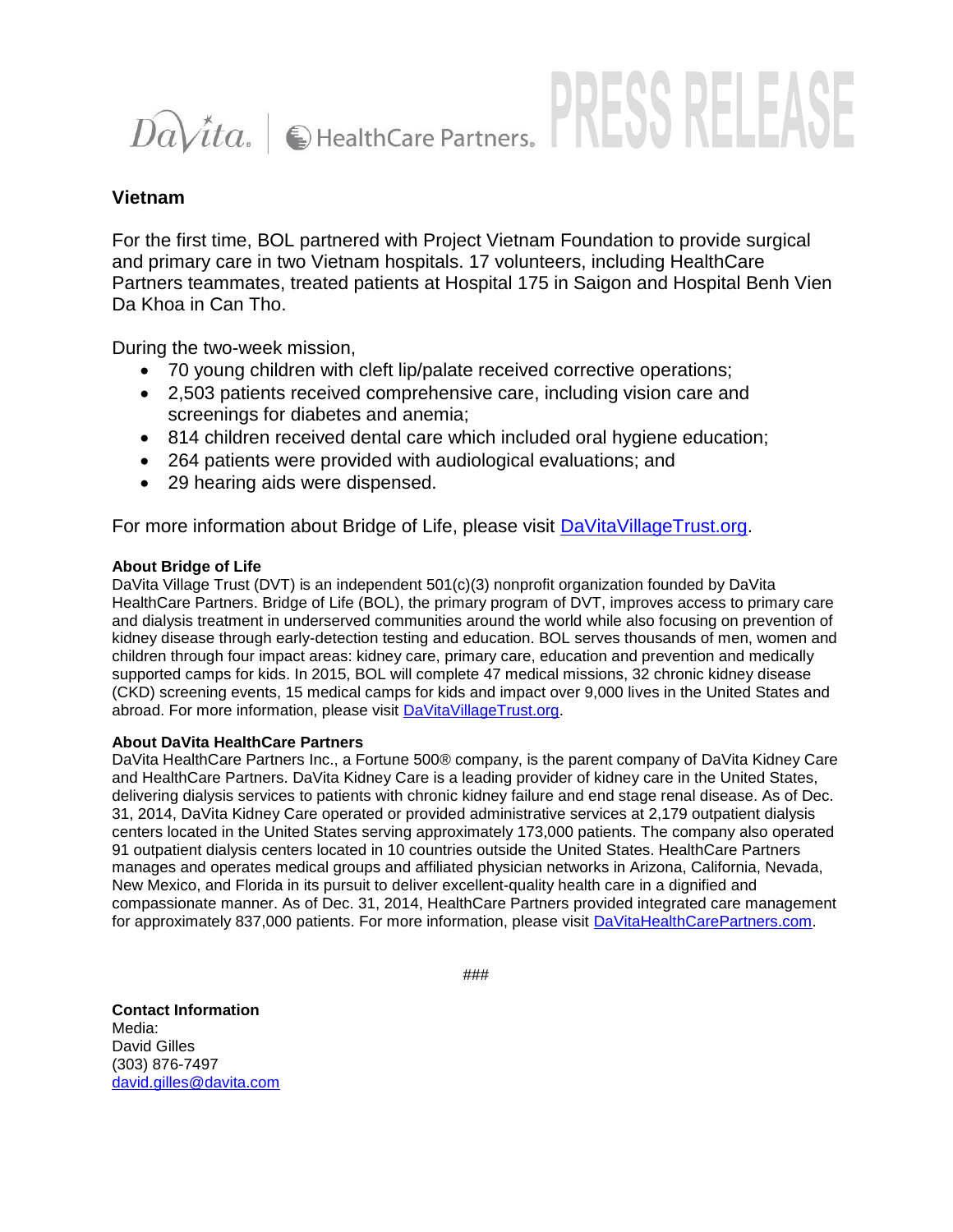## Vietnam

For the first time, BOL partnered with Project Vietnam Foundation to provide surgical and primary care in two Vietnam hospitals. 17 volunteers, including HealthCare Partners teammates, treated patients at Hospital 175 in Saigon and Hospital Benh Vien Da Khoa in Can Tho.

During the two-week mission,

- 70 young children with cleft lip/palate received corrective operations;
- 2,503 patients received comprehensive care, including vision care and screenings for diabetes and anemia;
- 814 children received dental care which included oral hygiene education;
- 264 patients were provided with audiological evaluations; and
- 29 hearing aids were dispensed.

For more information about Bridge of Life, please visit DaVitaVillageTrust.org.

**About Bridge of Life**
DaVita Village Trust (DVT) is an independent 501(c)(3) nonprofit organization founded by DaVita HealthCare Partners. Bridge of Life (BOL), the primary program of DVT, improves access to primary care and dialysis treatment in underserved communities around the world while also focusing on prevention of kidney disease through early-detection testing and education. BOL serves thousands of men, women and children through four impact areas: kidney care, primary care, education and prevention and medically supported camps for kids. In 2015, BOL will complete 47 medical missions, 32 chronic kidney disease (CKD) screening events, 15 medical camps for kids and impact over 9,000 lives in the United States and abroad. For more information, please visit DaVitaVillageTrust.org.

**About DaVita HealthCare Partners**
DaVita HealthCare Partners Inc., a Fortune 500® company, is the parent company of DaVita Kidney Care and HealthCare Partners. DaVita Kidney Care is a leading provider of kidney care in the United States, delivering dialysis services to patients with chronic kidney failure and end stage renal disease. As of Dec. 31, 2014, DaVita Kidney Care operated or provided administrative services at 2,179 outpatient dialysis centers located in the United States serving approximately 173,000 patients. The company also operated 91 outpatient dialysis centers located in 10 countries outside the United States. HealthCare Partners manages and operates medical groups and affiliated physician networks in Arizona, California, Nevada, New Mexico, and Florida in its pursuit to deliver excellent-quality health care in a dignified and compassionate manner. As of Dec. 31, 2014, HealthCare Partners provided integrated care management for approximately 837,000 patients. For more information, please visit DaVitaHealthCarePartners.com.

###

**Contact Information**
Media:
David Gilles
(303) 876-7497
david.gilles@davita.com